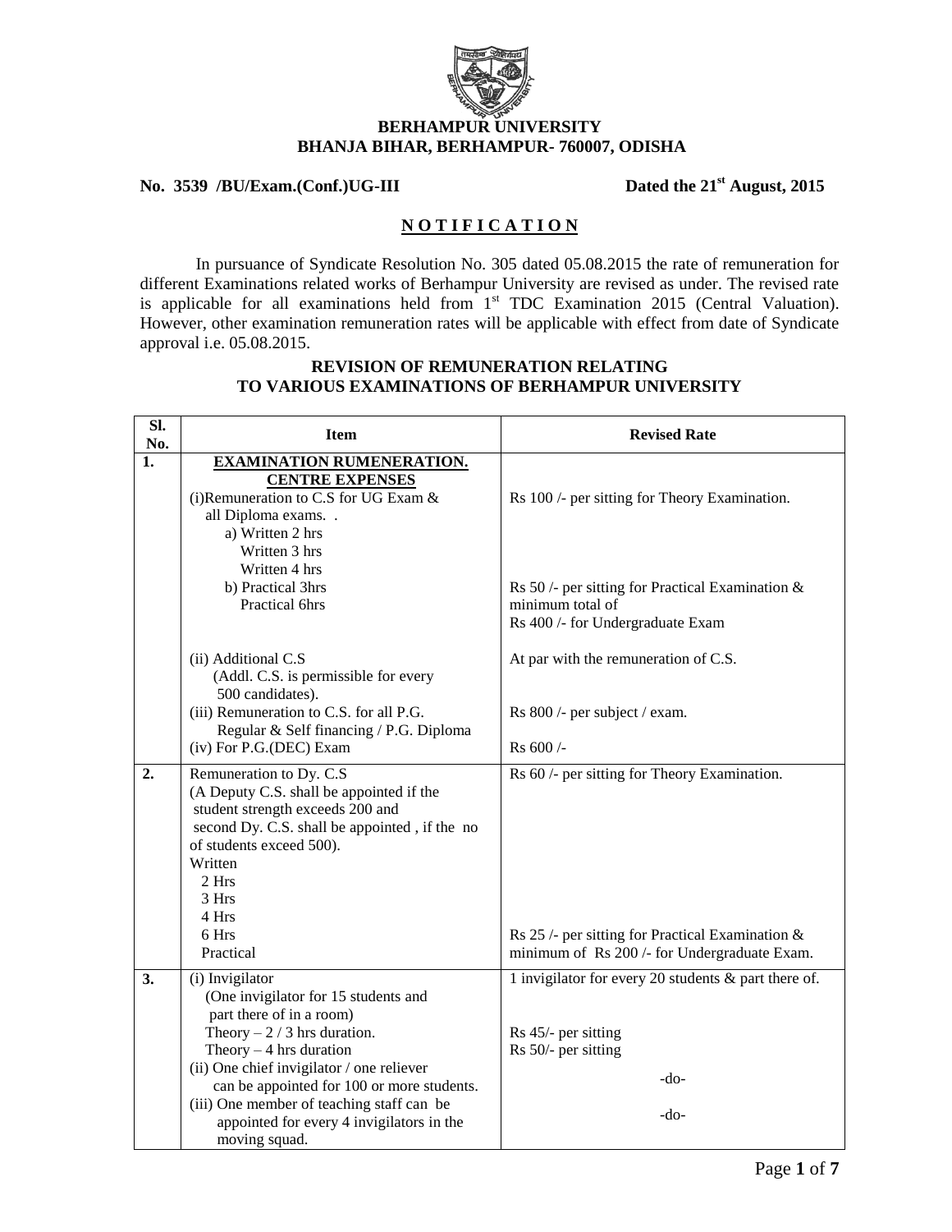**BERHAMPUR UNIVERSITY**
**BHANJA BIHAR, BERHAMPUR- 760007, ODISHA**

**No. 3539 /BU/Exam.(Conf.)UG-III** **Dated the 21st August, 2015**

## N O T I F I C A T I O N

In pursuance of Syndicate Resolution No. 305 dated 05.08.2015 the rate of remuneration for different Examinations related works of Berhampur University are revised as under. The revised rate is applicable for all examinations held from 1st TDC Examination 2015 (Central Valuation). However, other examination remuneration rates will be applicable with effect from date of Syndicate approval i.e. 05.08.2015.

### REVISION OF REMUNERATION RELATING TO VARIOUS EXAMINATIONS OF BERHAMPUR UNIVERSITY

| Sl. No. | Item | Revised Rate |
|---|---|---|
| 1. | **EXAMINATION RUMENERATION. CENTRE EXPENSES**<br>(i)Remuneration to C.S for UG Exam & all Diploma exams. .<br>a) Written 2 hrs<br>Written 3 hrs<br>Written 4 hrs<br>b) Practical 3hrs<br>Practical 6hrs<br><br>(ii) Additional C.S<br>(Addl. C.S. is permissible for every 500 candidates).<br>(iii) Remuneration to C.S. for all P.G. Regular & Self financing / P.G. Diploma<br>(iv) For P.G.(DEC) Exam | Rs 100 /- per sitting for Theory Examination.<br><br>Rs 50 /- per sitting for Practical Examination & minimum total of<br>Rs 400 /- for Undergraduate Exam<br><br>At par with the remuneration of C.S.<br><br>Rs 800 /- per subject / exam.<br><br>Rs 600 /- |
| 2. | Remuneration to Dy. C.S<br>(A Deputy C.S. shall be appointed if the student strength exceeds 200 and second Dy. C.S. shall be appointed , if the no of students exceed 500).<br>Written<br>2 Hrs<br>3 Hrs<br>4 Hrs<br>6 Hrs<br>Practical | Rs 60 /- per sitting for Theory Examination.<br><br>Rs 25 /- per sitting for Practical Examination & minimum of Rs 200 /- for Undergraduate Exam. |
| 3. | (i) Invigilator<br>(One invigilator for 15 students and part there of in a room)<br>Theory – 2 / 3 hrs duration.<br>Theory – 4 hrs duration<br>(ii) One chief invigilator / one reliever can be appointed for 100 or more students.<br>(iii) One member of teaching staff can be appointed for every 4 invigilators in the moving squad. | 1 invigilator for every 20 students & part there of.<br><br>Rs 45/- per sitting<br>Rs 50/- per sitting<br><br>-do-<br><br>-do- |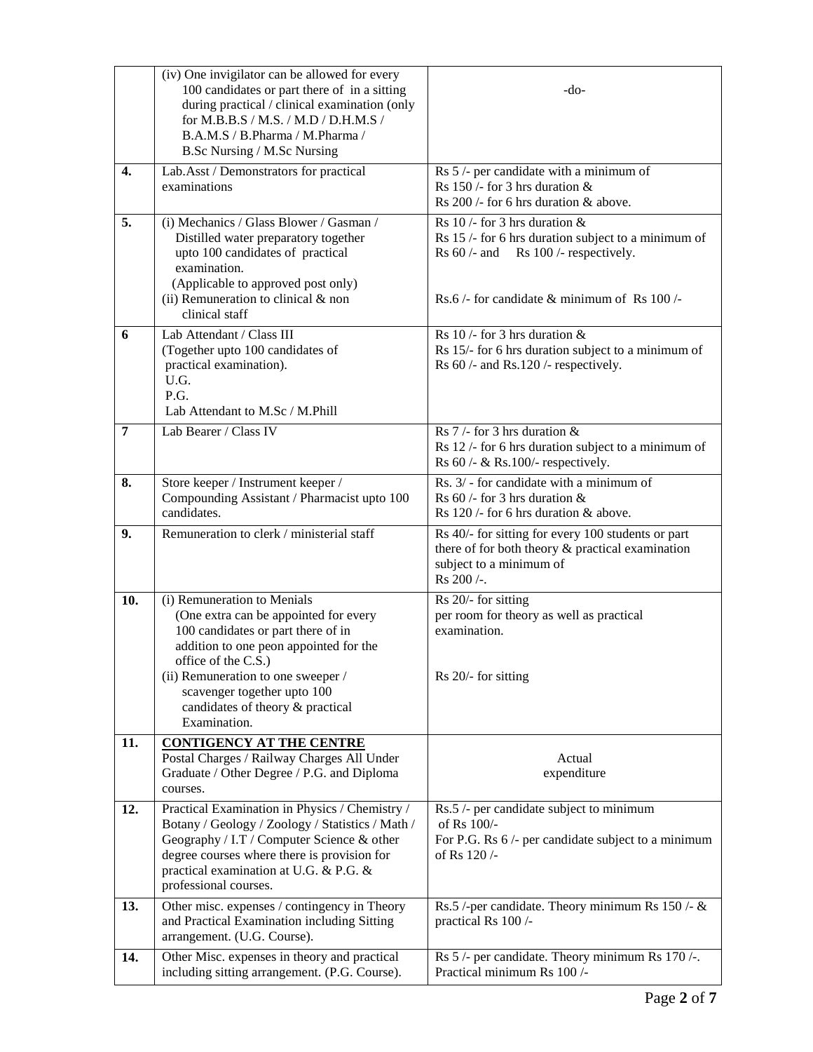| | | |
|---|---|---|
| | (iv) One invigilator can be allowed for every 100 candidates or part there of in a sitting during practical / clinical examination (only for M.B.B.S / M.S. / M.D / D.H.M.S / B.A.M.S / B.Pharma / M.Pharma / B.Sc Nursing / M.Sc Nursing | -do- |
| **4.** | Lab.Asst / Demonstrators for practical examinations | Rs 5 /- per candidate with a minimum of Rs 150 /- for 3 hrs duration & Rs 200 /- for 6 hrs duration & above. |
| **5.** | (i) Mechanics / Glass Blower / Gasman / Distilled water preparatory together upto 100 candidates of practical examination. (Applicable to approved post only)<br>(ii) Remuneration to clinical & non clinical staff | Rs 10 /- for 3 hrs duration & Rs 15 /- for 6 hrs duration subject to a minimum of Rs 60 /- and Rs 100 /- respectively.<br><br>Rs.6 /- for candidate & minimum of Rs 100 /- |
| **6** | Lab Attendant / Class III (Together upto 100 candidates of practical examination).<br>U.G.<br>P.G.<br>Lab Attendant to M.Sc / M.Phill | Rs 10 /- for 3 hrs duration & Rs 15/- for 6 hrs duration subject to a minimum of Rs 60 /- and Rs.120 /- respectively. |
| **7** | Lab Bearer / Class IV | Rs 7 /- for 3 hrs duration & Rs 12 /- for 6 hrs duration subject to a minimum of Rs 60 /- & Rs.100/- respectively. |
| **8.** | Store keeper / Instrument keeper / Compounding Assistant / Pharmacist upto 100 candidates. | Rs. 3/ - for candidate with a minimum of Rs 60 /- for 3 hrs duration & Rs 120 /- for 6 hrs duration & above. |
| **9.** | Remuneration to clerk / ministerial staff | Rs 40/- for sitting for every 100 students or part there of for both theory & practical examination subject to a minimum of Rs 200 /-. |
| **10.** | (i) Remuneration to Menials (One extra can be appointed for every 100 candidates or part there of in addition to one peon appointed for the office of the C.S.)<br>(ii) Remuneration to one sweeper / scavenger together upto 100 candidates of theory & practical Examination. | Rs 20/- for sitting per room for theory as well as practical examination.<br><br>Rs 20/- for sitting |
| **11.** | **CONTIGENCY AT THE CENTRE**<br>Postal Charges / Railway Charges All Under Graduate / Other Degree / P.G. and Diploma courses. | Actual expenditure |
| **12.** | Practical Examination in Physics / Chemistry / Botany / Geology / Zoology / Statistics / Math / Geography / I.T / Computer Science & other degree courses where there is provision for practical examination at U.G. & P.G. & professional courses. | Rs.5 /- per candidate subject to minimum of Rs 100/-<br>For P.G. Rs 6 /- per candidate subject to a minimum of Rs 120 /- |
| **13.** | Other misc. expenses / contingency in Theory and Practical Examination including Sitting arrangement. (U.G. Course). | Rs.5 /-per candidate. Theory minimum Rs 150 /- & practical Rs 100 /- |
| **14.** | Other Misc. expenses in theory and practical including sitting arrangement. (P.G. Course). | Rs 5 /- per candidate. Theory minimum Rs 170 /-. Practical minimum Rs 100 /- |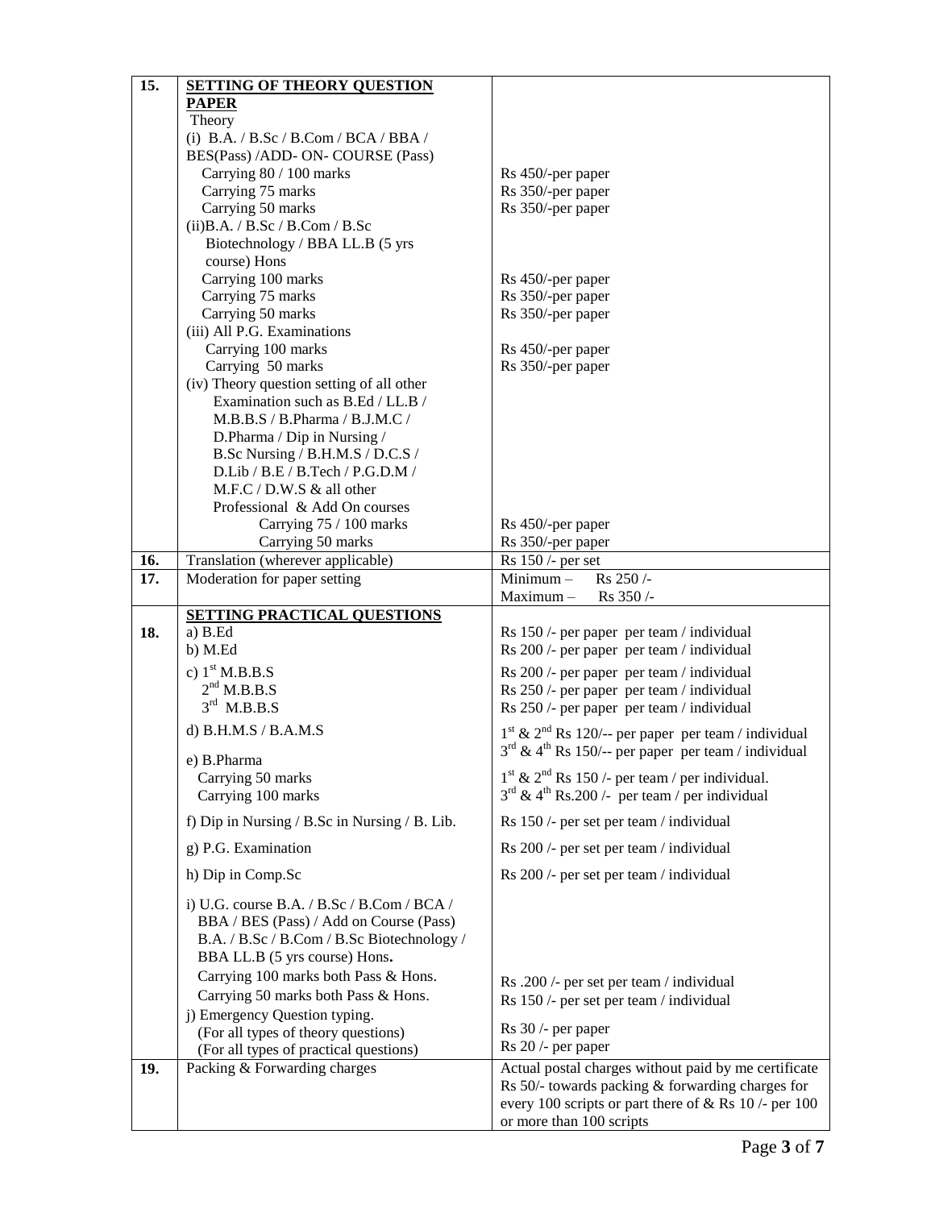| | | |
|---|---|---|
| **15.** | **SETTING OF THEORY QUESTION PAPER** | |
| | Theory | |
| | (i) B.A. / B.Sc / B.Com / BCA / BBA / BES(Pass) /ADD- ON- COURSE (Pass) | |
| | Carrying 80 / 100 marks | Rs 450/-per paper |
| | Carrying 75 marks | Rs 350/-per paper |
| | Carrying 50 marks | Rs 350/-per paper |
| | (ii)B.A. / B.Sc / B.Com / B.Sc Biotechnology / BBA LL.B (5 yrs course) Hons | |
| | Carrying 100 marks | Rs 450/-per paper |
| | Carrying 75 marks | Rs 350/-per paper |
| | Carrying 50 marks | Rs 350/-per paper |
| | (iii) All P.G. Examinations | |
| | Carrying 100 marks | Rs 450/-per paper |
| | Carrying 50 marks | Rs 350/-per paper |
| | (iv) Theory question setting of all other Examination such as B.Ed / LL.B / M.B.B.S / B.Pharma / B.J.M.C / D.Pharma / Dip in Nursing / B.Sc Nursing / B.H.M.S / D.C.S / D.Lib / B.E / B.Tech / P.G.D.M / M.F.C / D.W.S & all other Professional & Add On courses | |
| | Carrying 75 / 100 marks | Rs 450/-per paper |
| | Carrying 50 marks | Rs 350/-per paper |
| **16.** | Translation (wherever applicable) | Rs 150 /- per set |
| **17.** | Moderation for paper setting | Minimum – Rs 250 /-<br>Maximum – Rs 350 /- |
| | **SETTING PRACTICAL QUESTIONS** | |
| **18.** | a) B.Ed | Rs 150 /- per paper per team / individual |
| | b) M.Ed | Rs 200 /- per paper per team / individual |
| | c) 1st M.B.B.S | Rs 200 /- per paper per team / individual |
| | 2nd M.B.B.S | Rs 250 /- per paper per team / individual |
| | 3rd M.B.B.S | Rs 250 /- per paper per team / individual |
| | d) B.H.M.S / B.A.M.S | 1st & 2nd Rs 120/-- per paper per team / individual<br>3rd & 4th Rs 150/-- per paper per team / individual |
| | e) B.Pharma | |
| | Carrying 50 marks | 1st & 2nd Rs 150 /- per team / per individual. |
| | Carrying 100 marks | 3rd & 4th Rs.200 /- per team / per individual |
| | f) Dip in Nursing / B.Sc in Nursing / B. Lib. | Rs 150 /- per set per team / individual |
| | g) P.G. Examination | Rs 200 /- per set per team / individual |
| | h) Dip in Comp.Sc | Rs 200 /- per set per team / individual |
| | i) U.G. course B.A. / B.Sc / B.Com / BCA / BBA / BES (Pass) / Add on Course (Pass) B.A. / B.Sc / B.Com / B.Sc Biotechnology / BBA LL.B (5 yrs course) Hons**.** | |
| | Carrying 100 marks both Pass & Hons. | Rs .200 /- per set per team / individual |
| | Carrying 50 marks both Pass & Hons. | Rs 150 /- per set per team / individual |
| | j) Emergency Question typing. | |
| | (For all types of theory questions) | Rs 30 /- per paper |
| | (For all types of practical questions) | Rs 20 /- per paper |
| **19.** | Packing & Forwarding charges | Actual postal charges without paid by me certificate Rs 50/- towards packing & forwarding charges for every 100 scripts or part there of & Rs 10 /- per 100 or more than 100 scripts |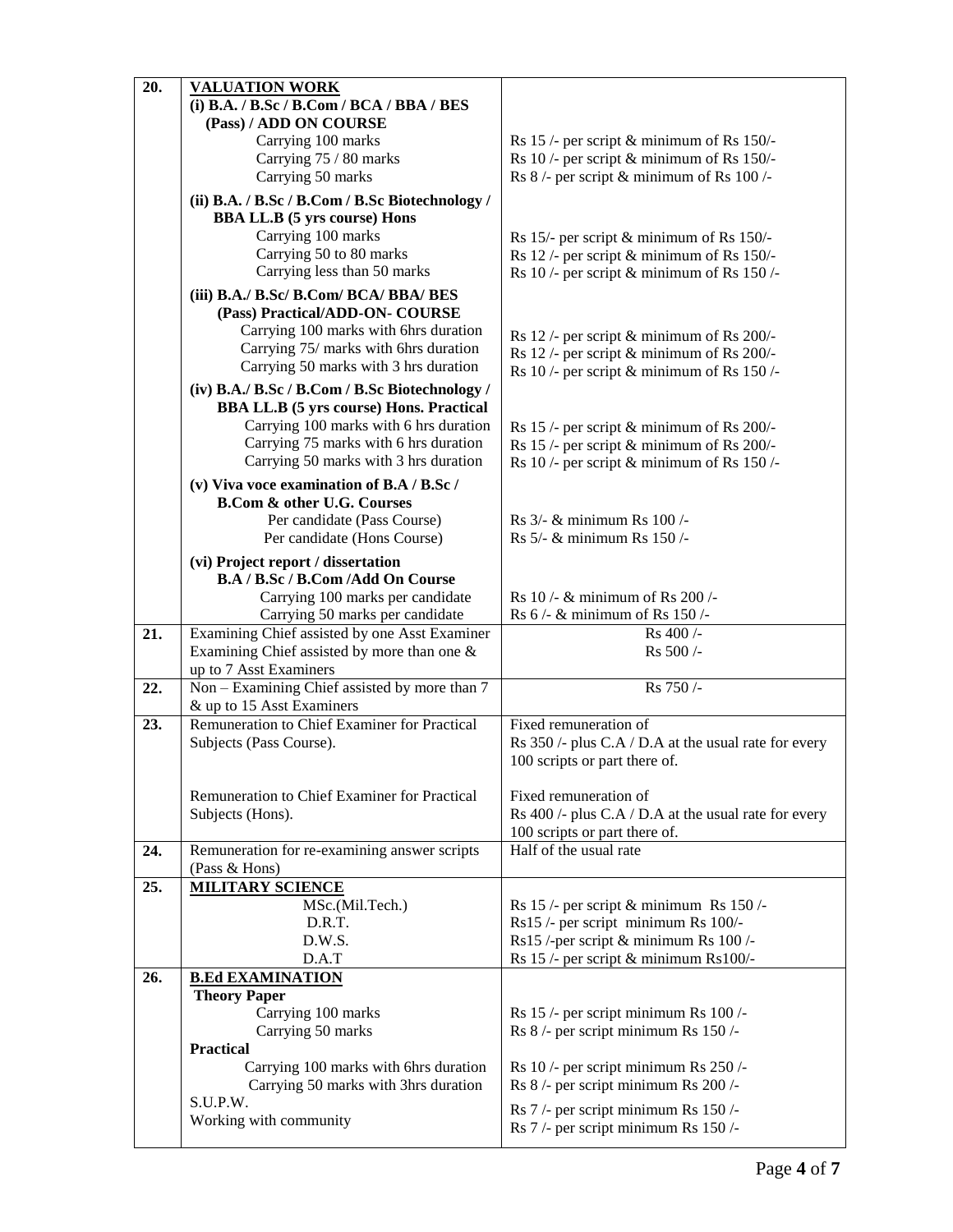| 20. | **VALUATION WORK** | |
|---|---|---|
| | **(i) B.A. / B.Sc / B.Com / BCA / BBA / BES (Pass) / ADD ON COURSE** | |
| | Carrying 100 marks | Rs 15 /- per script & minimum of Rs 150/- |
| | Carrying 75 / 80 marks | Rs 10 /- per script & minimum of Rs 150/- |
| | Carrying 50 marks | Rs 8 /- per script & minimum of Rs 100 /- |
| | **(ii) B.A. / B.Sc / B.Com / B.Sc Biotechnology / BBA LL.B (5 yrs course) Hons** | |
| | Carrying 100 marks | Rs 15/- per script & minimum of Rs 150/- |
| | Carrying 50 to 80 marks | Rs 12 /- per script & minimum of Rs 150/- |
| | Carrying less than 50 marks | Rs 10 /- per script & minimum of Rs 150 /- |
| | **(iii) B.A./ B.Sc/ B.Com/ BCA/ BBA/ BES (Pass) Practical/ADD-ON- COURSE** | |
| | Carrying 100 marks with 6hrs duration | Rs 12 /- per script & minimum of Rs 200/- |
| | Carrying 75/ marks with 6hrs duration | Rs 12 /- per script & minimum of Rs 200/- |
| | Carrying 50 marks with 3 hrs duration | Rs 10 /- per script & minimum of Rs 150 /- |
| | **(iv) B.A./ B.Sc / B.Com / B.Sc Biotechnology / BBA LL.B (5 yrs course) Hons. Practical** | |
| | Carrying 100 marks with 6 hrs duration | Rs 15 /- per script & minimum of Rs 200/- |
| | Carrying 75 marks with 6 hrs duration | Rs 15 /- per script & minimum of Rs 200/- |
| | Carrying 50 marks with 3 hrs duration | Rs 10 /- per script & minimum of Rs 150 /- |
| | **(v) Viva voce examination of B.A / B.Sc / B.Com & other U.G. Courses** | |
| | Per candidate (Pass Course) | Rs 3/- & minimum Rs 100 /- |
| | Per candidate (Hons Course) | Rs 5/- & minimum Rs 150 /- |
| | **(vi) Project report / dissertation B.A / B.Sc / B.Com /Add On Course** | |
| | Carrying 100 marks per candidate | Rs 10 /- & minimum of Rs 200 /- |
| | Carrying 50 marks per candidate | Rs 6 /- & minimum of Rs 150 /- |
| 21. | Examining Chief assisted by one Asst Examiner | Rs 400 /- |
| | Examining Chief assisted by more than one & up to 7 Asst Examiners | Rs 500 /- |
| 22. | Non – Examining Chief assisted by more than 7 & up to 15 Asst Examiners | Rs 750 /- |
| 23. | Remuneration to Chief Examiner for Practical Subjects (Pass Course). | Fixed remuneration of Rs 350 /- plus C.A / D.A at the usual rate for every 100 scripts or part there of. |
| | Remuneration to Chief Examiner for Practical Subjects (Hons). | Fixed remuneration of Rs 400 /- plus C.A / D.A at the usual rate for every 100 scripts or part there of. |
| 24. | Remuneration for re-examining answer scripts (Pass & Hons) | Half of the usual rate |
| 25. | **MILITARY SCIENCE** | |
| | MSc.(Mil.Tech.) | Rs 15 /- per script & minimum Rs 150 /- |
| | D.R.T. | Rs15 /- per script minimum Rs 100/- |
| | D.W.S. | Rs15 /-per script & minimum Rs 100 /- |
| | D.A.T | Rs 15 /- per script & minimum Rs100/- |
| 26. | **B.Ed EXAMINATION** | |
| | **Theory Paper** | |
| | Carrying 100 marks | Rs 15 /- per script minimum Rs 100 /- |
| | Carrying 50 marks | Rs 8 /- per script minimum Rs 150 /- |
| | **Practical** | |
| | Carrying 100 marks with 6hrs duration | Rs 10 /- per script minimum Rs 250 /- |
| | Carrying 50 marks with 3hrs duration | Rs 8 /- per script minimum Rs 200 /- |
| | S.U.P.W. | Rs 7 /- per script minimum Rs 150 /- |
| | Working with community | Rs 7 /- per script minimum Rs 150 /- |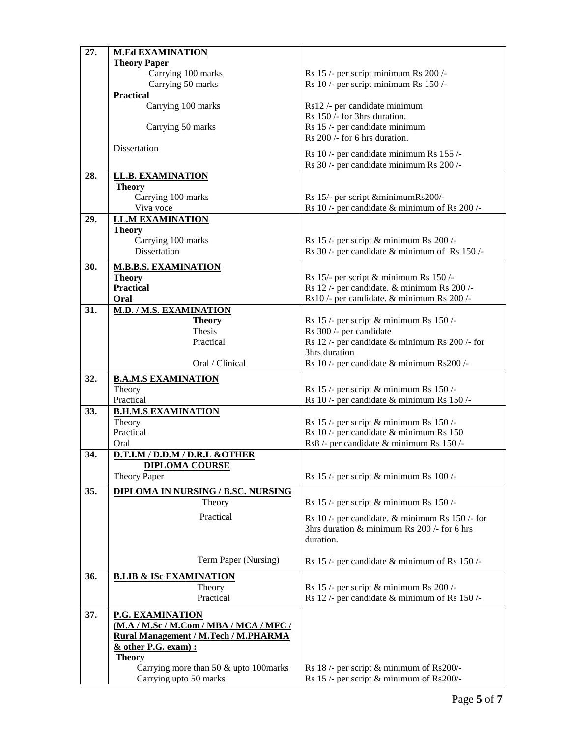| | | |
|---|---|---|
| 27. | **M.Ed EXAMINATION** | |
| | **Theory Paper** | |
| | Carrying 100 marks | Rs 15 /- per script minimum Rs 200 /- |
| | Carrying 50 marks | Rs 10 /- per script minimum Rs 150 /- |
| | **Practical** | |
| | Carrying 100 marks | Rs12 /- per candidate minimum Rs 150 /- for 3hrs duration. |
| | Carrying 50 marks | Rs 15 /- per candidate minimum Rs 200 /- for 6 hrs duration. |
| | Dissertation | Rs 10 /- per candidate minimum Rs 155 /- |
| | | Rs 30 /- per candidate minimum Rs 200 /- |
| 28. | **LL.B. EXAMINATION** | |
| | **Theory** | |
| | Carrying 100 marks | Rs 15/- per script &minimumRs200/- |
| | Viva voce | Rs 10 /- per candidate & minimum of Rs 200 /- |
| 29. | **LL.M EXAMINATION** | |
| | **Theory** | |
| | Carrying 100 marks | Rs 15 /- per script & minimum Rs 200 /- |
| | Dissertation | Rs 30 /- per candidate & minimum of Rs 150 /- |
| 30. | **M.B.B.S. EXAMINATION** | |
| | **Theory** | Rs 15/- per script & minimum Rs 150 /- |
| | **Practical** | Rs 12 /- per candidate. & minimum Rs 200 /- |
| | **Oral** | Rs10 /- per candidate. & minimum Rs 200 /- |
| 31. | **M.D. / M.S. EXAMINATION** | |
| | **Theory** | Rs 15 /- per script & minimum Rs 150 /- |
| | Thesis | Rs 300 /- per candidate |
| | Practical | Rs 12 /- per candidate & minimum Rs 200 /- for 3hrs duration |
| | Oral / Clinical | Rs 10 /- per candidate & minimum Rs200 /- |
| 32. | **B.A.M.S EXAMINATION** | |
| | Theory | Rs 15 /- per script & minimum Rs 150 /- |
| | Practical | Rs 10 /- per candidate & minimum Rs 150 /- |
| 33. | **B.H.M.S EXAMINATION** | |
| | Theory | Rs 15 /- per script & minimum Rs 150 /- |
| | Practical | Rs 10 /- per candidate & minimum Rs 150 |
| | Oral | Rs8 /- per candidate & minimum Rs 150 /- |
| 34. | **D.T.I.M / D.D.M / D.R.L &OTHER DIPLOMA COURSE** | |
| | Theory Paper | Rs 15 /- per script & minimum Rs 100 /- |
| 35. | **DIPLOMA IN NURSING / B.SC. NURSING** | |
| | Theory | Rs 15 /- per script & minimum Rs 150 /- |
| | Practical | Rs 10 /- per candidate. & minimum Rs 150 /- for 3hrs duration & minimum Rs 200 /- for 6 hrs duration. |
| | Term Paper (Nursing) | Rs 15 /- per candidate & minimum of Rs 150 /- |
| 36. | **B.LIB & ISc EXAMINATION** | |
| | Theory | Rs 15 /- per script & minimum Rs 200 /- |
| | Practical | Rs 12 /- per candidate & minimum of Rs 150 /- |
| 37. | **P.G. EXAMINATION (M.A / M.Sc / M.Com / MBA / MCA / MFC / Rural Management / M.Tech / M.PHARMA & other P.G. exam) :** | |
| | **Theory** | |
| | Carrying more than 50 & upto 100marks | Rs 18 /- per script & minimum of Rs200/- |
| | Carrying upto 50 marks | Rs 15 /- per script & minimum of Rs200/- |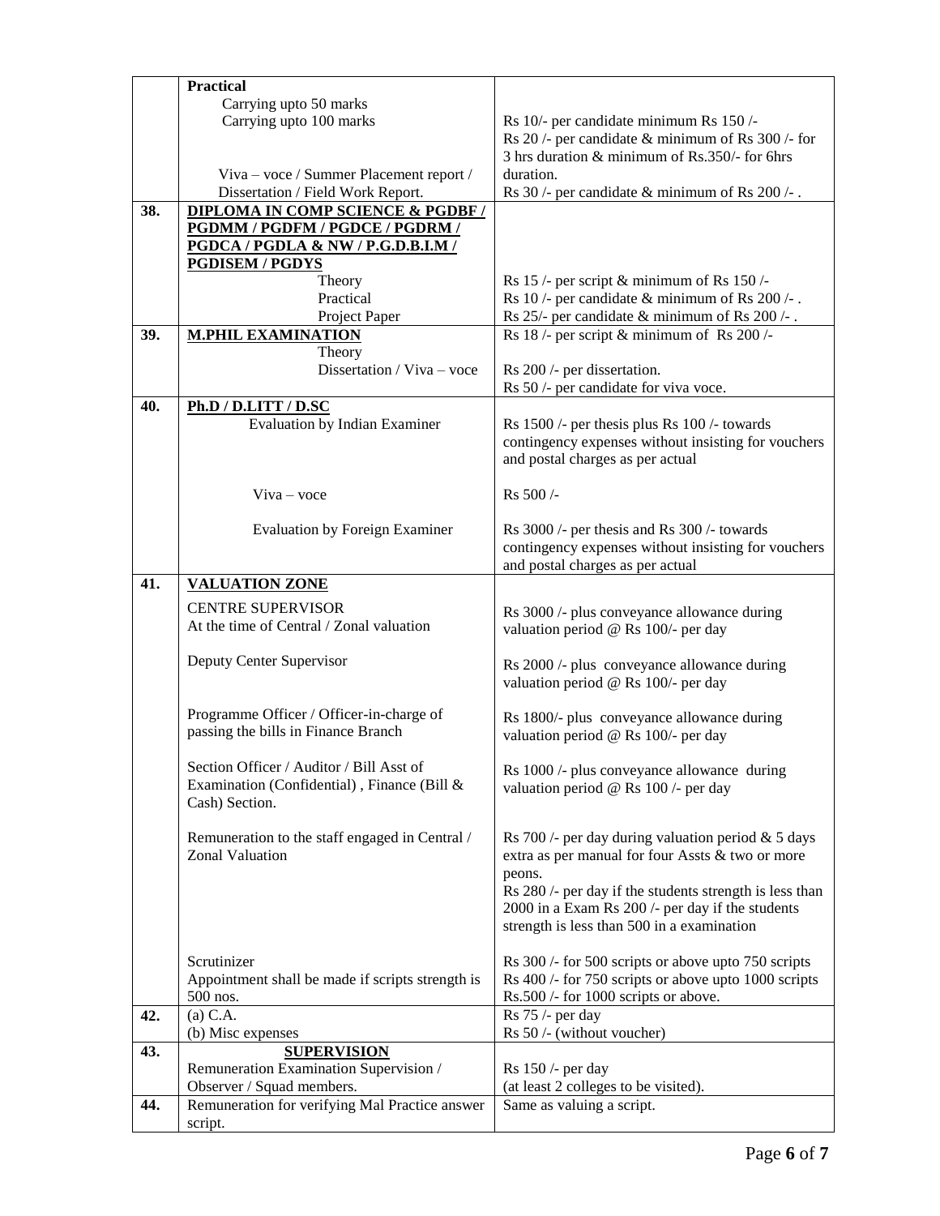| | | |
|---|---|---|
| | **Practical**<br>Carrying upto 50 marks<br>Carrying upto 100 marks<br><br><br>Viva – voce / Summer Placement report / Dissertation / Field Work Report. | <br><br>Rs 10/- per candidate minimum Rs 150 /-<br>Rs 20 /- per candidate & minimum of Rs 300 /- for 3 hrs duration & minimum of Rs.350/- for 6hrs duration.<br>Rs 30 /- per candidate & minimum of Rs 200 /- . |
| **38.** | **DIPLOMA IN COMP SCIENCE & PGDBF / PGDMM / PGDFM / PGDCE / PGDRM / PGDCA / PGDLA & NW / P.G.D.B.I.M / PGDISEM / PGDYS**<br>Theory<br>Practical<br>Project Paper | <br><br><br><br>Rs 15 /- per script & minimum of Rs 150 /-<br>Rs 10 /- per candidate & minimum of Rs 200 /- .<br>Rs 25/- per candidate & minimum of Rs 200 /- . |
| **39.** | **M.PHIL EXAMINATION**<br>Theory<br>Dissertation / Viva – voce | Rs 18 /- per script & minimum of Rs 200 /-<br><br>Rs 200 /- per dissertation.<br>Rs 50 /- per candidate for viva voce. |
| **40.** | **Ph.D / D.LITT / D.SC**<br>Evaluation by Indian Examiner<br><br><br><br>Viva – voce<br><br>Evaluation by Foreign Examiner | <br>Rs 1500 /- per thesis plus Rs 100 /- towards contingency expenses without insisting for vouchers and postal charges as per actual<br><br>Rs 500 /-<br><br>Rs 3000 /- per thesis and Rs 300 /- towards contingency expenses without insisting for vouchers and postal charges as per actual |
| **41.** | **VALUATION ZONE**<br><br>CENTRE SUPERVISOR<br>At the time of Central / Zonal valuation<br><br>Deputy Center Supervisor<br><br>Programme Officer / Officer-in-charge of passing the bills in Finance Branch<br><br>Section Officer / Auditor / Bill Asst of Examination (Confidential) , Finance (Bill & Cash) Section.<br><br>Remuneration to the staff engaged in Central / Zonal Valuation<br><br><br><br><br><br>Scrutinizer<br>Appointment shall be made if scripts strength is 500 nos. | <br><br>Rs 3000 /- plus conveyance allowance during valuation period @ Rs 100/- per day<br><br>Rs 2000 /- plus conveyance allowance during valuation period @ Rs 100/- per day<br><br>Rs 1800/- plus conveyance allowance during valuation period @ Rs 100/- per day<br><br>Rs 1000 /- plus conveyance allowance during valuation period @ Rs 100 /- per day<br><br>Rs 700 /- per day during valuation period & 5 days extra as per manual for four Assts & two or more peons.<br>Rs 280 /- per day if the students strength is less than 2000 in a Exam Rs 200 /- per day if the students strength is less than 500 in a examination<br><br>Rs 300 /- for 500 scripts or above upto 750 scripts<br>Rs 400 /- for 750 scripts or above upto 1000 scripts<br>Rs.500 /- for 1000 scripts or above. |
| **42.** | (a) C.A.<br>(b) Misc expenses | Rs 75 /- per day<br>Rs 50 /- (without voucher) |
| **43.** | **SUPERVISION**<br>Remuneration Examination Supervision / Observer / Squad members. | <br>Rs 150 /- per day<br>(at least 2 colleges to be visited). |
| **44.** | Remuneration for verifying Mal Practice answer script. | Same as valuing a script. |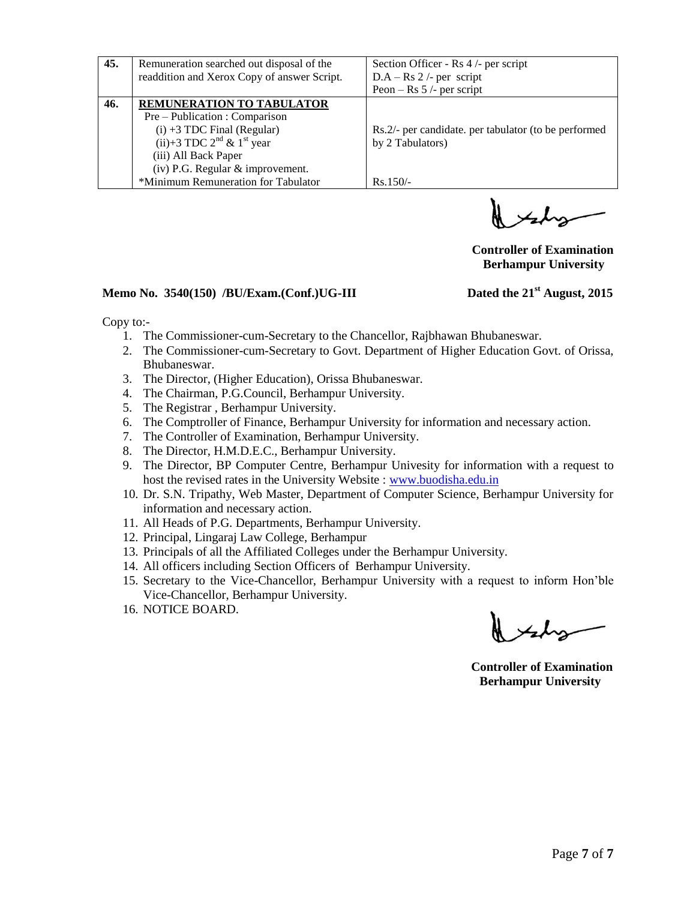| | | |
|---|---|---|
| **45.** | Remuneration searched out disposal of the readdition and Xerox Copy of answer Script. | Section Officer - Rs 4 /- per script<br>D.A – Rs 2 /- per script<br>Peon – Rs 5 /- per script |
| **46.** | **REMUNERATION TO TABULATOR**<br>Pre – Publication : Comparison<br>(i) +3 TDC Final (Regular)<br>(ii)+3 TDC 2nd & 1st year<br>(iii) All Back Paper<br>(iv) P.G. Regular & improvement.<br>*Minimum Remuneration for Tabulator | Rs.2/- per candidate. per tabulator (to be performed by 2 Tabulators)<br><br><br><br><br>Rs.150/- |

**Controller of Examination**
**Berhampur University**

**Memo No. 3540(150) /BU/Exam.(Conf.)UG-III** **Dated the 21st August, 2015**

Copy to:-

1. The Commissioner-cum-Secretary to the Chancellor, Rajbhawan Bhubaneswar.
2. The Commissioner-cum-Secretary to Govt. Department of Higher Education Govt. of Orissa, Bhubaneswar.
3. The Director, (Higher Education), Orissa Bhubaneswar.
4. The Chairman, P.G.Council, Berhampur University.
5. The Registrar , Berhampur University.
6. The Comptroller of Finance, Berhampur University for information and necessary action.
7. The Controller of Examination, Berhampur University.
8. The Director, H.M.D.E.C., Berhampur University.
9. The Director, BP Computer Centre, Berhampur Univesity for information with a request to host the revised rates in the University Website : www.buodisha.edu.in
10. Dr. S.N. Tripathy, Web Master, Department of Computer Science, Berhampur University for information and necessary action.
11. All Heads of P.G. Departments, Berhampur University.
12. Principal, Lingaraj Law College, Berhampur
13. Principals of all the Affiliated Colleges under the Berhampur University.
14. All officers including Section Officers of Berhampur University.
15. Secretary to the Vice-Chancellor, Berhampur University with a request to inform Hon'ble Vice-Chancellor, Berhampur University.
16. NOTICE BOARD.

**Controller of Examination**
**Berhampur University**